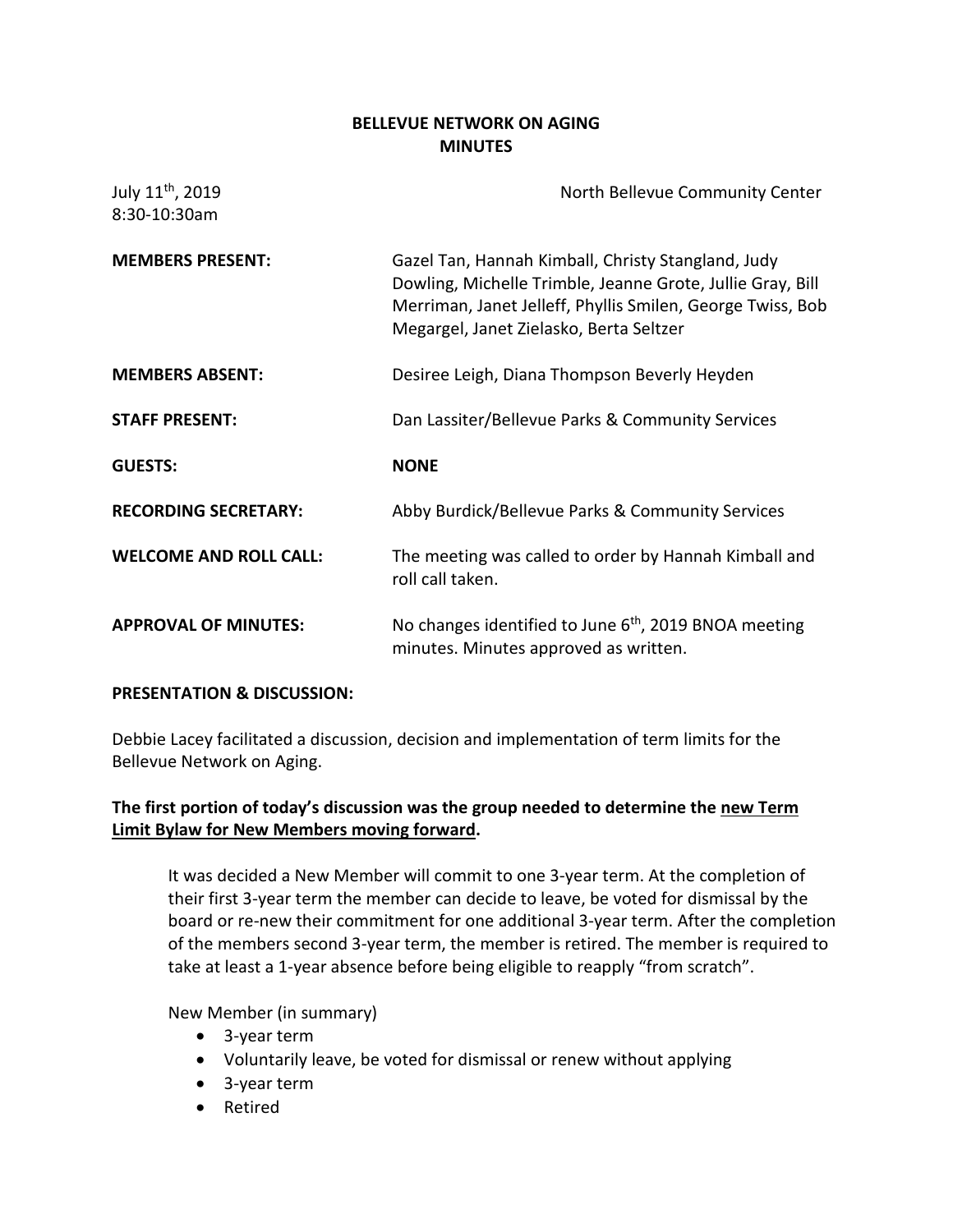# BELLEVUE NETWORK ON AGING
# MINUTES

July 11th, 2019 — North Bellevue Community Center
8:30-10:30am

**MEMBERS PRESENT:** Gazel Tan, Hannah Kimball, Christy Stangland, Judy Dowling, Michelle Trimble, Jeanne Grote, Jullie Gray, Bill Merriman, Janet Jelleff, Phyllis Smilen, George Twiss, Bob Megargel, Janet Zielasko, Berta Seltzer

**MEMBERS ABSENT:** Desiree Leigh, Diana Thompson Beverly Heyden

**STAFF PRESENT:** Dan Lassiter/Bellevue Parks & Community Services

**GUESTS:** **NONE**

**RECORDING SECRETARY:** Abby Burdick/Bellevue Parks & Community Services

**WELCOME AND ROLL CALL:** The meeting was called to order by Hannah Kimball and roll call taken.

**APPROVAL OF MINUTES:** No changes identified to June 6th, 2019 BNOA meeting minutes. Minutes approved as written.

**PRESENTATION & DISCUSSION:**

Debbie Lacey facilitated a discussion, decision and implementation of term limits for the Bellevue Network on Aging.

**The first portion of today's discussion was the group needed to determine the <u>new Term Limit Bylaw for New Members moving forward</u>.**

It was decided a New Member will commit to one 3-year term. At the completion of their first 3-year term the member can decide to leave, be voted for dismissal by the board or re-new their commitment for one additional 3-year term. After the completion of the members second 3-year term, the member is retired. The member is required to take at least a 1-year absence before being eligible to reapply "from scratch".

New Member (in summary)

- 3-year term
- Voluntarily leave, be voted for dismissal or renew without applying
- 3-year term
- Retired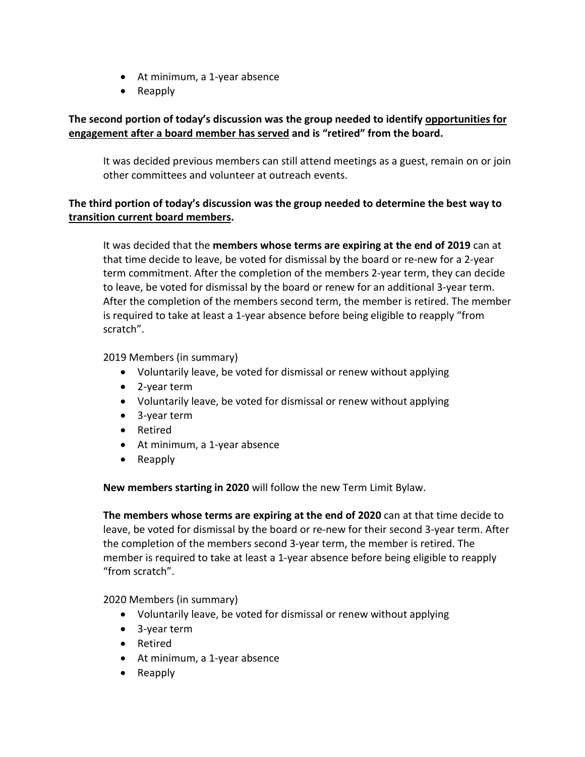- At minimum, a 1-year absence
- Reapply

**The second portion of today's discussion was the group needed to identify <u>opportunities for engagement after a board member has served</u> and is "retired" from the board.**

It was decided previous members can still attend meetings as a guest, remain on or join other committees and volunteer at outreach events.

**The third portion of today's discussion was the group needed to determine the best way to <u>transition current board members</u>.**

It was decided that the **members whose terms are expiring at the end of 2019** can at that time decide to leave, be voted for dismissal by the board or re-new for a 2-year term commitment. After the completion of the members 2-year term, they can decide to leave, be voted for dismissal by the board or renew for an additional 3-year term. After the completion of the members second term, the member is retired. The member is required to take at least a 1-year absence before being eligible to reapply "from scratch".

2019 Members (in summary)

- Voluntarily leave, be voted for dismissal or renew without applying
- 2-year term
- Voluntarily leave, be voted for dismissal or renew without applying
- 3-year term
- Retired
- At minimum, a 1-year absence
- Reapply

**New members starting in 2020** will follow the new Term Limit Bylaw.

**The members whose terms are expiring at the end of 2020** can at that time decide to leave, be voted for dismissal by the board or re-new for their second 3-year term. After the completion of the members second 3-year term, the member is retired. The member is required to take at least a 1-year absence before being eligible to reapply "from scratch".

2020 Members (in summary)

- Voluntarily leave, be voted for dismissal or renew without applying
- 3-year term
- Retired
- At minimum, a 1-year absence
- Reapply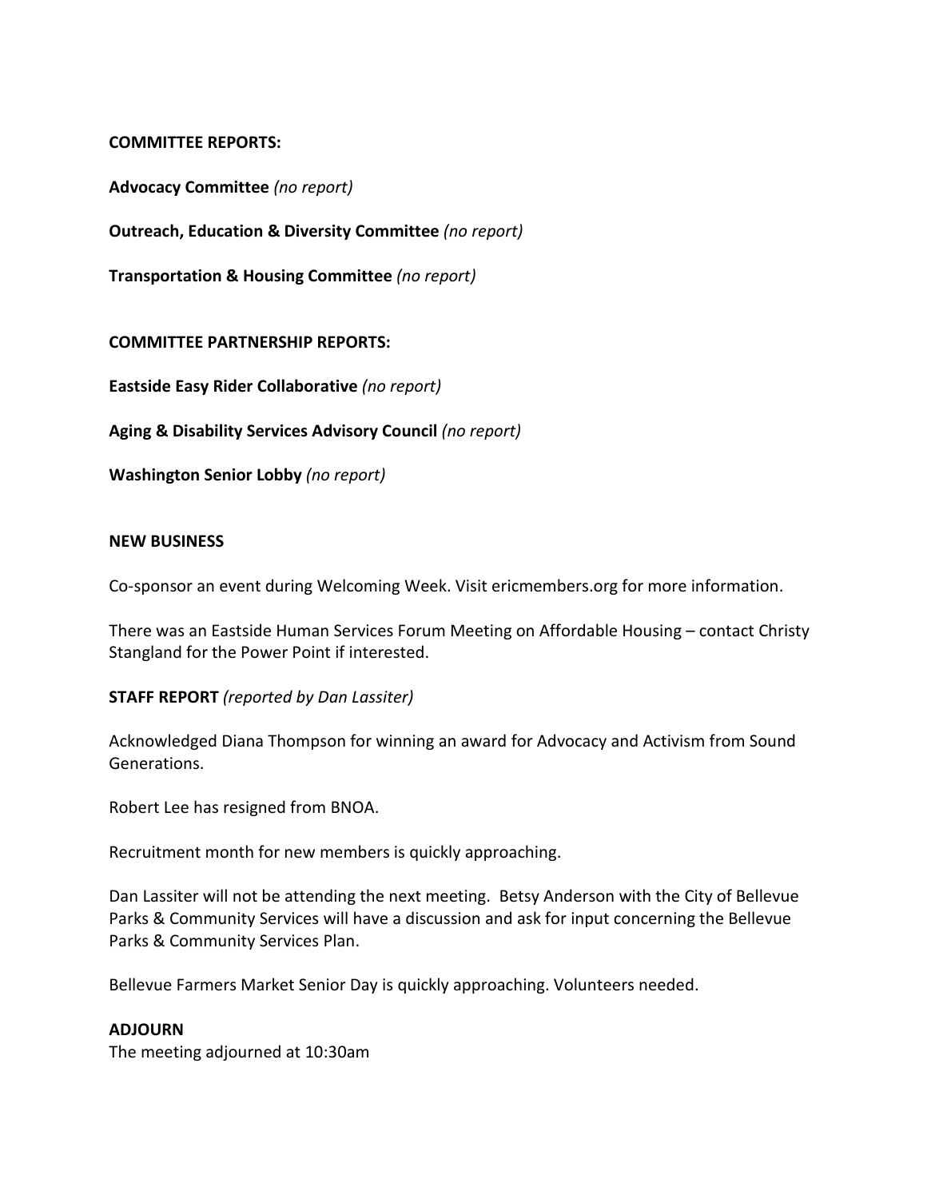**COMMITTEE REPORTS:**

**Advocacy Committee** *(no report)*

**Outreach, Education & Diversity Committee** *(no report)*

**Transportation & Housing Committee** *(no report)*

**COMMITTEE PARTNERSHIP REPORTS:**

**Eastside Easy Rider Collaborative** *(no report)*

**Aging & Disability Services Advisory Council** *(no report)*

**Washington Senior Lobby** *(no report)*

**NEW BUSINESS**

Co-sponsor an event during Welcoming Week. Visit ericmembers.org for more information.

There was an Eastside Human Services Forum Meeting on Affordable Housing – contact Christy Stangland for the Power Point if interested.

**STAFF REPORT** *(reported by Dan Lassiter)*

Acknowledged Diana Thompson for winning an award for Advocacy and Activism from Sound Generations.

Robert Lee has resigned from BNOA.

Recruitment month for new members is quickly approaching.

Dan Lassiter will not be attending the next meeting. Betsy Anderson with the City of Bellevue Parks & Community Services will have a discussion and ask for input concerning the Bellevue Parks & Community Services Plan.

Bellevue Farmers Market Senior Day is quickly approaching. Volunteers needed.

**ADJOURN**
The meeting adjourned at 10:30am